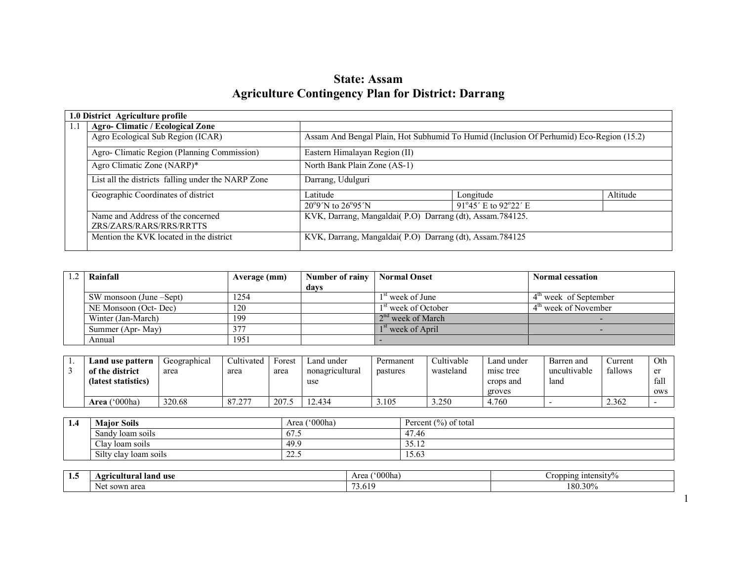# State: Assam
# Agriculture Contingency Plan for District: Darrang

| 1.0 District Agriculture profile | | | | |
|---|---|---|---|---|
| 1.1 | **Agro- Climatic / Ecological Zone** | | | |
| | Agro Ecological Sub Region (ICAR) | Assam And Bengal Plain, Hot Subhumid To Humid (Inclusion Of Perhumid) Eco-Region (15.2) | | |
| | Agro- Climatic Region (Planning Commission) | Eastern Himalayan Region (II) | | |
| | Agro Climatic Zone (NARP)* | North Bank Plain Zone (AS-1) | | |
| | List all the districts falling under the NARP Zone | Darrang, Udulguri | | |
| | Geographic Coordinates of district | Latitude | Longitude | Altitude |
| | | 20°9´N to 26°95´N | 91°45´ E to 92°22´ E | |
| | Name and Address of the concerned ZRS/ZARS/RARS/RRS/RRTTS | KVK, Darrang, Mangaldai( P.O) Darrang (dt), Assam.784125. | | |
| | Mention the KVK located in the district | KVK, Darrang, Mangaldai( P.O) Darrang (dt), Assam.784125 | | |

| 1.2 | **Rainfall** | **Average (mm)** | **Number of rainy days** | **Normal Onset** | **Normal cessation** |
|---|---|---|---|---|---|
| | SW monsoon (June –Sept) | 1254 | | 1st week of June | 4th week of September |
| | NE Monsoon (Oct- Dec) | 120 | | 1st week of October | 4th week of November |
| | Winter (Jan-March) | 199 | | 2nd week of March | - |
| | Summer (Apr- May) | 377 | | 1st week of April | - |
| | Annual | 1951 | | - | |

| 1.3 | **Land use pattern of the district (latest statistics)** | Geographical area | Cultivated area | Forest area | Land under nonagricultural use | Permanent pastures | Cultivable wasteland | Land under misc tree crops and groves | Barren and uncultivable land | Current fallows | Other fallows |
|---|---|---|---|---|---|---|---|---|---|---|---|
| | **Area** ('000ha) | 320.68 | 87.277 | 207.5 | 12.434 | 3.105 | 3.250 | 4.760 | - | 2.362 | - |

| 1.4 | **Major Soils** | Area ('000ha) | Percent (%) of total |
|---|---|---|---|
| | Sandy loam soils | 67.5 | 47.46 |
| | Clay loam soils | 49.9 | 35.12 |
| | Silty clay loam soils | 22.5 | 15.63 |

| 1.5 | **Agricultural land use** | Area ('000ha) | Cropping intensity% |
|---|---|---|---|
| | Net sown area | 73.619 | 180.30% |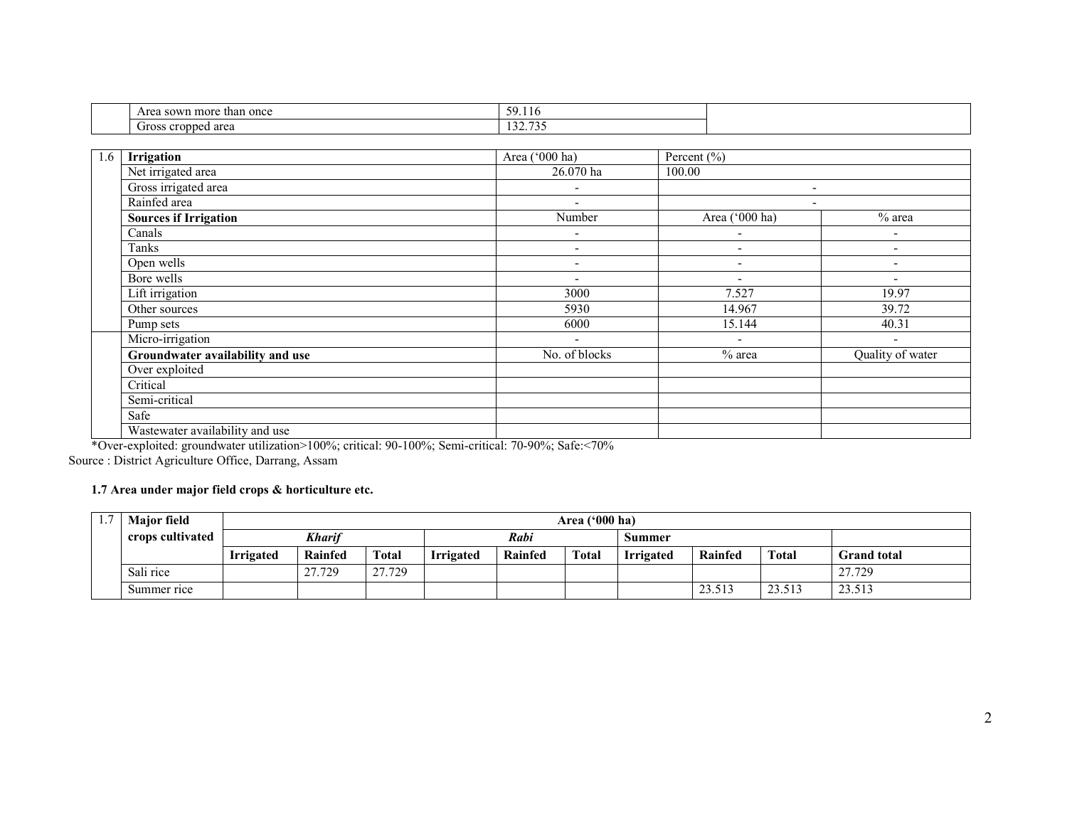| | | | |
|---|---|---|---|
| | Area sown more than once | 59.116 | |
| | Gross cropped area | 132.735 | |

| 1.6 | **Irrigation** | Area ('000 ha) | Percent (%) | |
|---|---|---|---|---|
| | Net irrigated area | 26.070 ha | 100.00 | |
| | Gross irrigated area | - | - | |
| | Rainfed area | - | - | |
| | **Sources if Irrigation** | Number | Area ('000 ha) | % area |
| | Canals | - | - | - |
| | Tanks | - | - | - |
| | Open wells | - | - | - |
| | Bore wells | - | - | - |
| | Lift irrigation | 3000 | 7.527 | 19.97 |
| | Other sources | 5930 | 14.967 | 39.72 |
| | Pump sets | 6000 | 15.144 | 40.31 |
| | Micro-irrigation | - | - | - |
| | **Groundwater availability and use** | No. of blocks | % area | Quality of water |
| | Over exploited | | | |
| | Critical | | | |
| | Semi-critical | | | |
| | Safe | | | |
| | Wastewater availability and use | | | |

*Over-exploited: groundwater utilization>100%; critical: 90-100%; Semi-critical: 70-90%; Safe:<70%

Source : District Agriculture Office, Darrang, Assam

### 1.7 Area under major field crops & horticulture etc.

| 1.7 | **Major field crops cultivated** | **Area ('000 ha)** | | | | | | | | | |
|---|---|---|---|---|---|---|---|---|---|---|---|
| | | ***Kharif*** | | | ***Rabi*** | | | **Summer** | | | |
| | | **Irrigated** | **Rainfed** | **Total** | **Irrigated** | **Rainfed** | **Total** | **Irrigated** | **Rainfed** | **Total** | **Grand total** |
| | Sali rice | | 27.729 | 27.729 | | | | | | | 27.729 |
| | Summer rice | | | | | | | | 23.513 | 23.513 | 23.513 |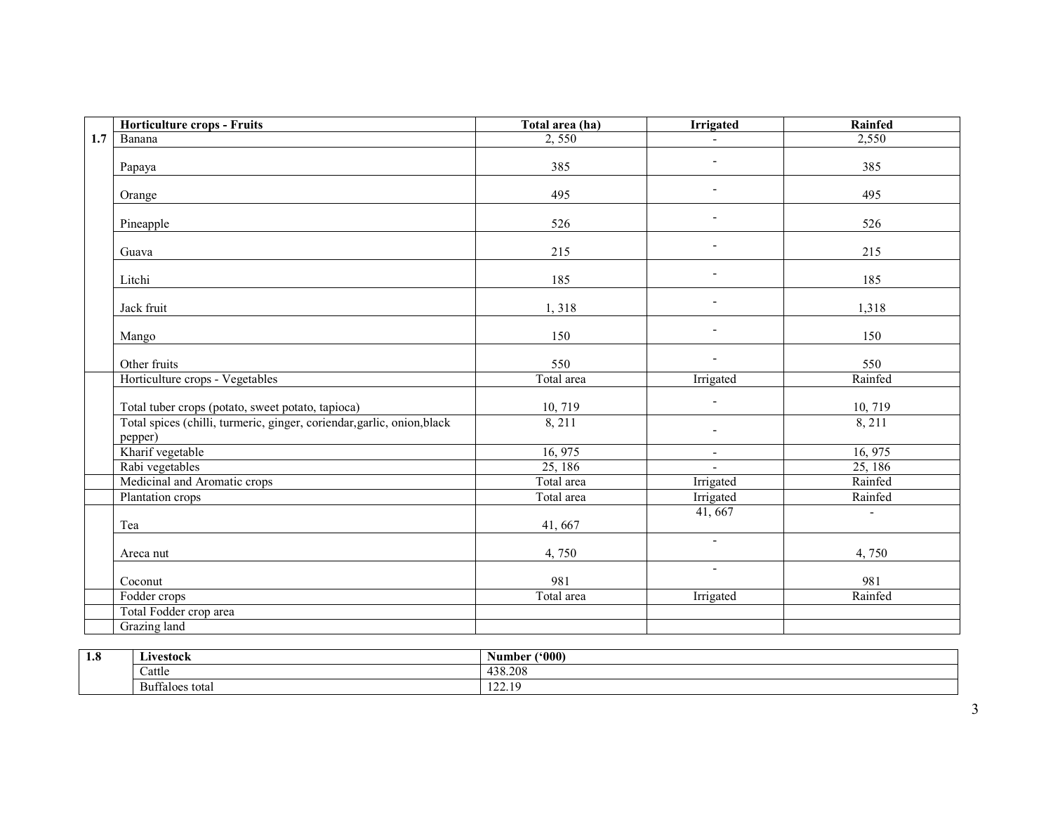| | Horticulture crops - Fruits | Total area (ha) | Irrigated | Rainfed |
|---|---|---|---|---|
| 1.7 | Banana | 2, 550 | - | 2,550 |
| | Papaya | 385 | - | 385 |
| | Orange | 495 | - | 495 |
| | Pineapple | 526 | - | 526 |
| | Guava | 215 | - | 215 |
| | Litchi | 185 | - | 185 |
| | Jack fruit | 1, 318 | - | 1,318 |
| | Mango | 150 | - | 150 |
| | Other fruits | 550 | - | 550 |
| | Horticulture crops - Vegetables | Total area | Irrigated | Rainfed |
| | Total tuber crops (potato, sweet potato, tapioca) | 10, 719 | - | 10, 719 |
| | Total spices (chilli, turmeric, ginger, coriendar,garlic, onion,black pepper) | 8, 211 | - | 8, 211 |
| | Kharif vegetable | 16, 975 | - | 16, 975 |
| | Rabi vegetables | 25, 186 | - | 25, 186 |
| | Medicinal and Aromatic crops | Total area | Irrigated | Rainfed |
| | Plantation crops | Total area | Irrigated | Rainfed |
| | Tea | 41, 667 | 41, 667 | - |
| | Areca nut | 4, 750 | - | 4, 750 |
| | Coconut | 981 | - | 981 |
| | Fodder crops | Total area | Irrigated | Rainfed |
| | Total Fodder crop area | | | |
| | Grazing land | | | |

| 1.8 | Livestock | Number ('000) |
|---|---|---|
| | Cattle | 438.208 |
| | Buffaloes total | 122.19 |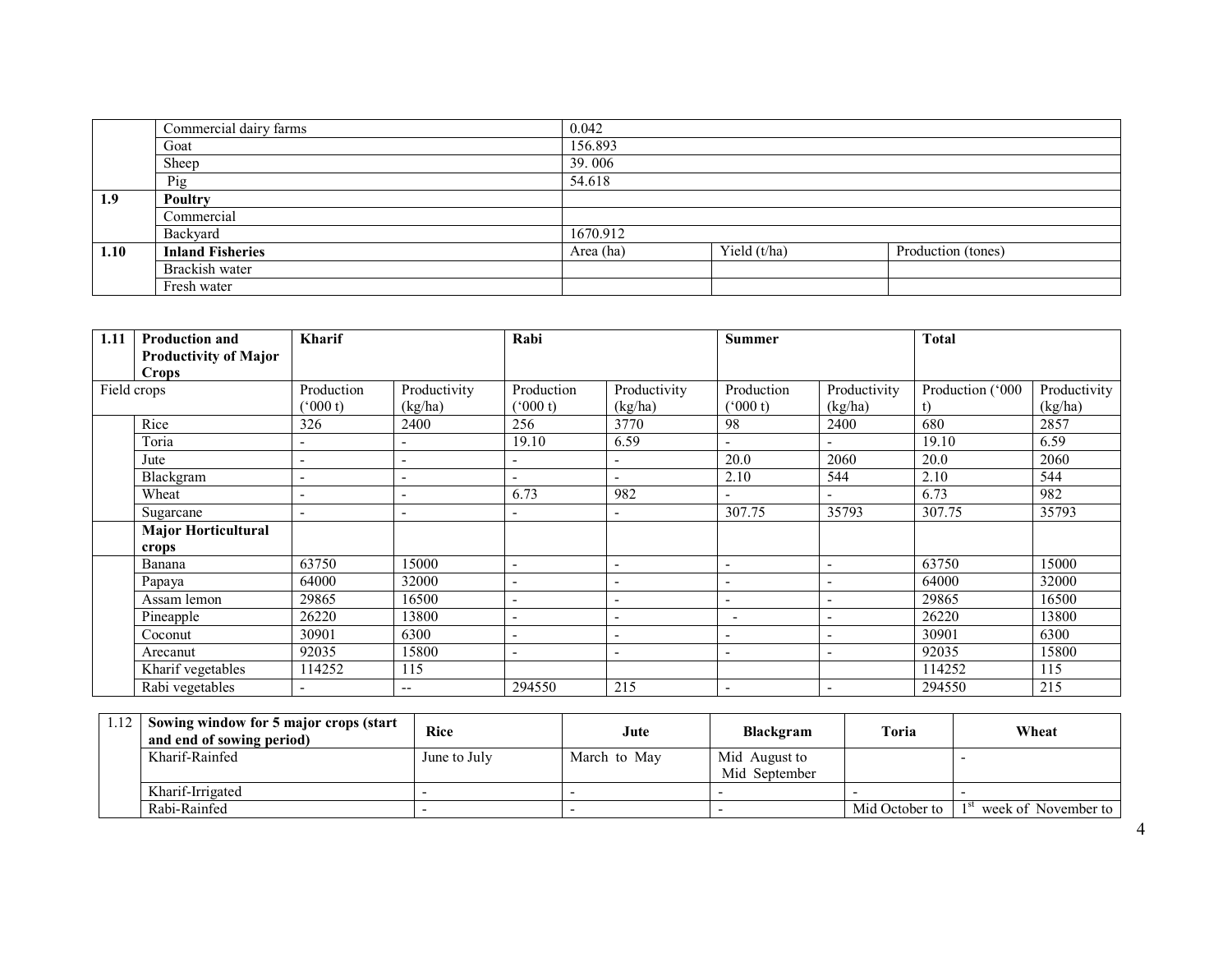|  |  |  |  |  |
|---|---|---|---|---|
|  | Commercial dairy farms | 0.042 | | |
|  | Goat | 156.893 | | |
|  | Sheep | 39. 006 | | |
|  | Pig | 54.618 | | |
| **1.9** | **Poultry** |  | | |
|  | Commercial |  | | |
|  | Backyard | 1670.912 | | |
| **1.10** | **Inland Fisheries** | Area (ha) | Yield (t/ha) | Production (tones) |
|  | Brackish water |  |  |  |
|  | Fresh water |  |  |  |

| **1.11** | **Production and Productivity of Major Crops** | **Kharif** | | **Rabi** | | **Summer** | | **Total** | |
|---|---|---|---|---|---|---|---|---|---|
| Field crops | | Production ('000 t) | Productivity (kg/ha) | Production ('000 t) | Productivity (kg/ha) | Production ('000 t) | Productivity (kg/ha) | Production ('000 t) | Productivity (kg/ha) |
|  | Rice | 326 | 2400 | 256 | 3770 | 98 | 2400 | 680 | 2857 |
|  | Toria | - | - | 19.10 | 6.59 | - | - | 19.10 | 6.59 |
|  | Jute | - | - | - | - | 20.0 | 2060 | 20.0 | 2060 |
|  | Blackgram | - | - | - | - | 2.10 | 544 | 2.10 | 544 |
|  | Wheat | - | - | 6.73 | 982 | - | - | 6.73 | 982 |
|  | Sugarcane | - | - | - | - | 307.75 | 35793 | 307.75 | 35793 |
|  | **Major Horticultural crops** |  |  |  |  |  |  |  |  |
|  | Banana | 63750 | 15000 | - | - | - | - | 63750 | 15000 |
|  | Papaya | 64000 | 32000 | - | - | - | - | 64000 | 32000 |
|  | Assam lemon | 29865 | 16500 | - | - | - | - | 29865 | 16500 |
|  | Pineapple | 26220 | 13800 | - | - | - | - | 26220 | 13800 |
|  | Coconut | 30901 | 6300 | - | - | - | - | 30901 | 6300 |
|  | Arecanut | 92035 | 15800 | - | - | - | - | 92035 | 15800 |
|  | Kharif vegetables | 114252 | 115 |  |  |  |  | 114252 | 115 |
|  | Rabi vegetables | - | -- | 294550 | 215 | - | - | 294550 | 215 |

| 1.12 | **Sowing window for 5 major crops (start and end of sowing period)** | **Rice** | **Jute** | **Blackgram** | **Toria** | **Wheat** |
|---|---|---|---|---|---|---|
|  | Kharif-Rainfed | June to July | March to May | Mid August to Mid September |  | - |
|  | Kharif-Irrigated | - | - | - | - | - |
|  | Rabi-Rainfed | - | - | - | Mid October to | 1st week of November to |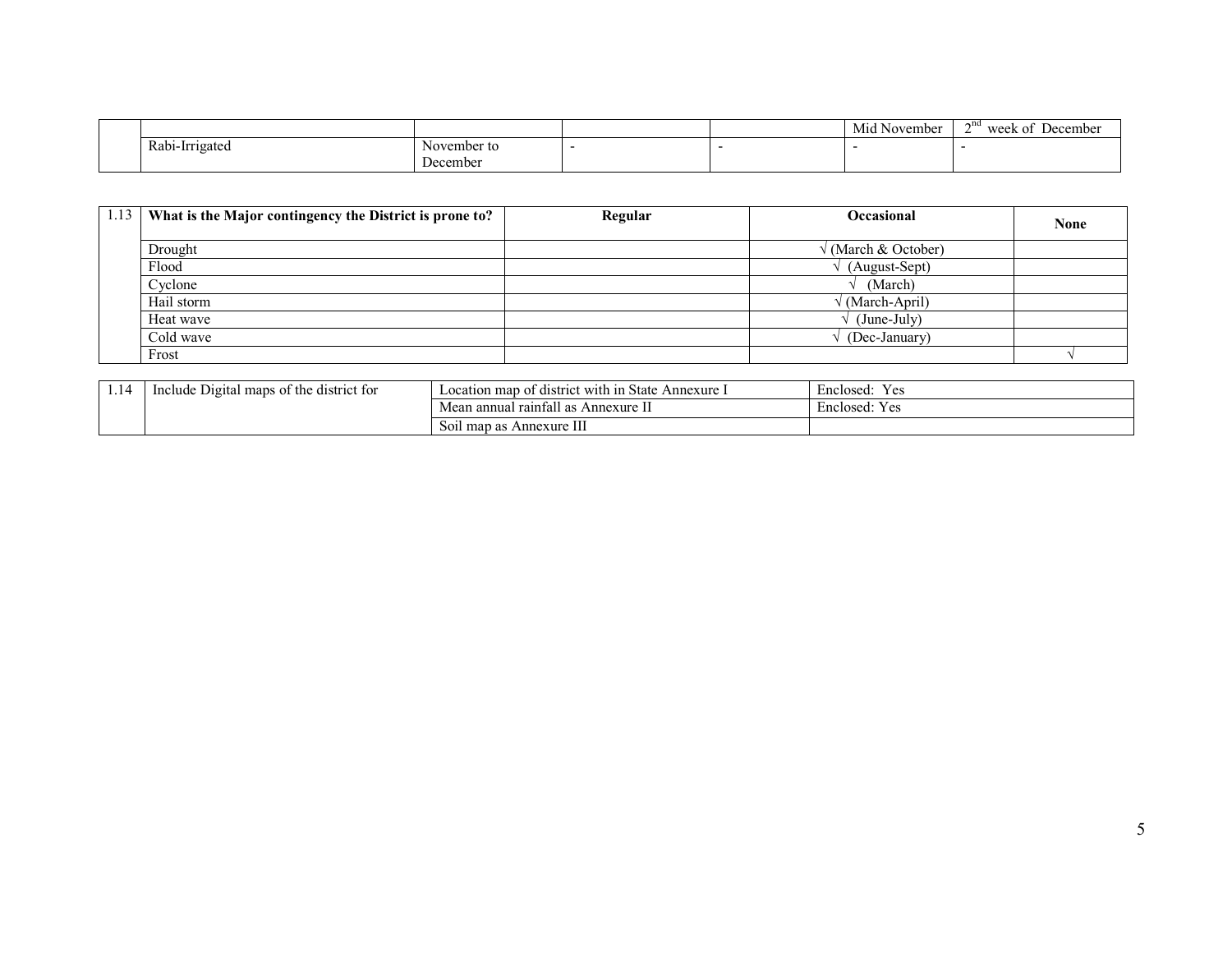| | | | | | | |
|---|---|---|---|---|---|---|
| | | | | | Mid November | 2nd week of December |
| | Rabi-Irrigated | November to December | - | - | - | - |

| 1.13 | What is the Major contingency the District is prone to? | Regular | Occasional | None |
|---|---|---|---|---|
| | Drought | | √ (March & October) | |
| | Flood | | √ (August-Sept) | |
| | Cyclone | | √ (March) | |
| | Hail storm | | √ (March-April) | |
| | Heat wave | | √ (June-July) | |
| | Cold wave | | √ (Dec-January) | |
| | Frost | | | √ |

| 1.14 | Include Digital maps of the district for | Location map of district with in State Annexure I | Enclosed: Yes |
|---|---|---|---|
| | | Mean annual rainfall as Annexure II | Enclosed: Yes |
| | | Soil map as Annexure III | |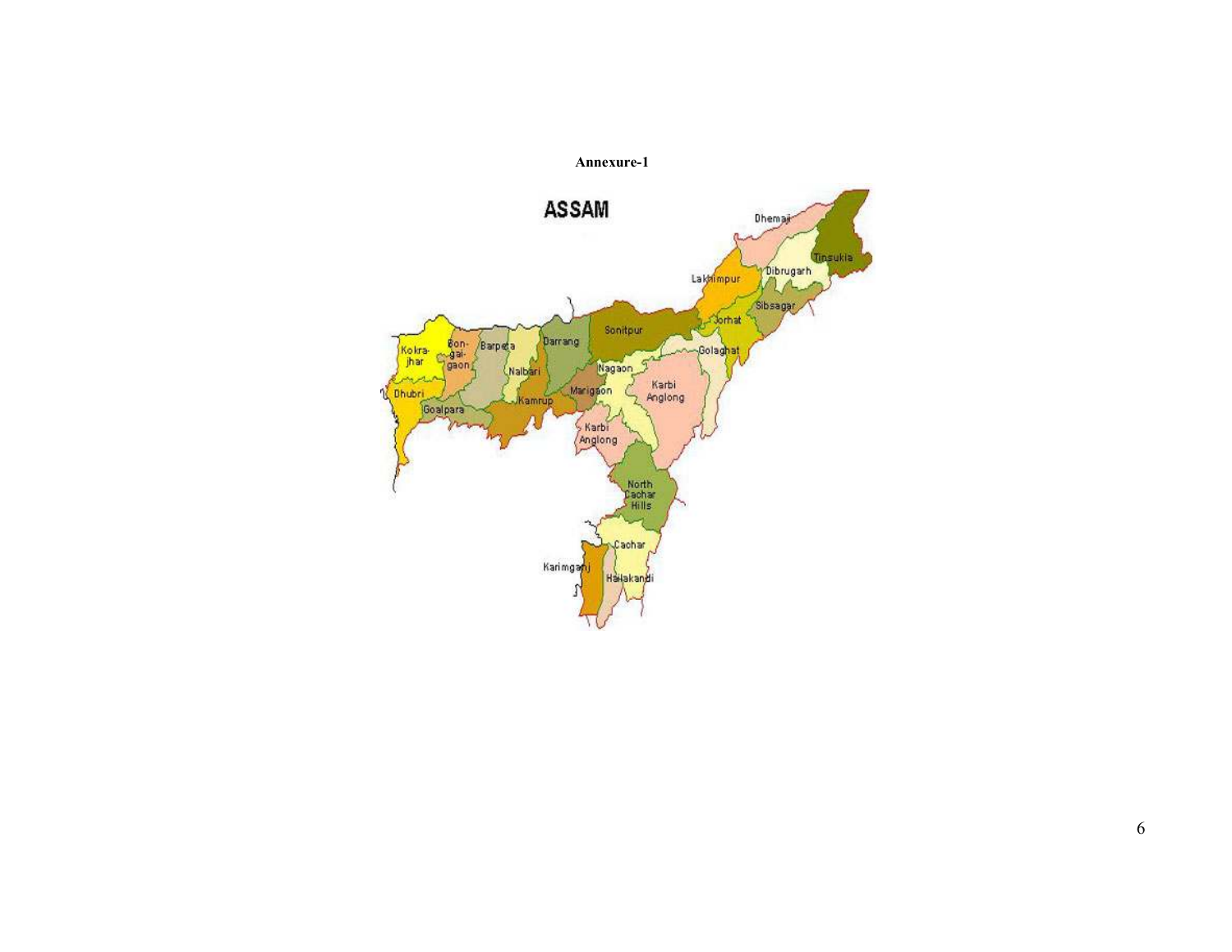**Annexure-1**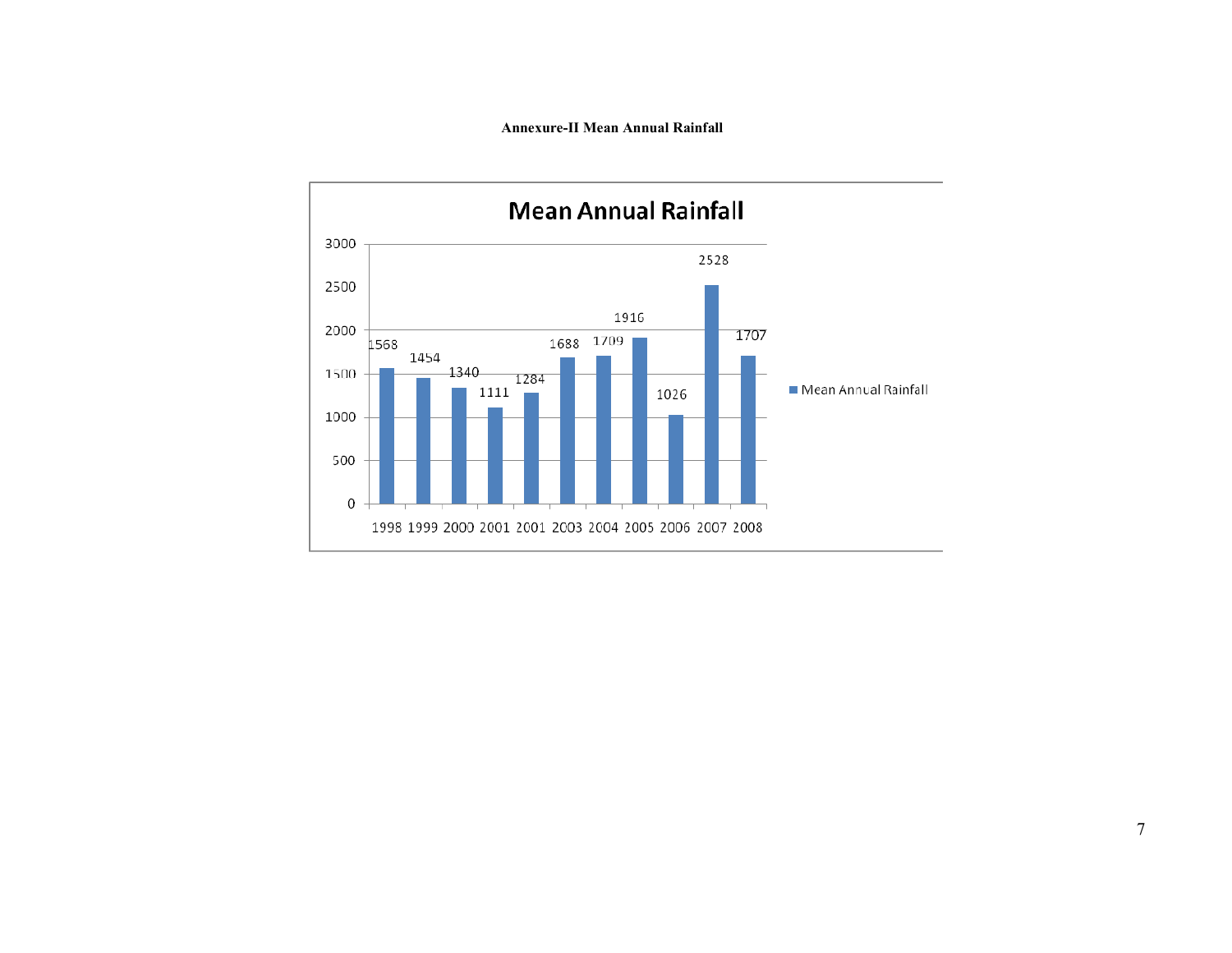**Annexure-II Mean Annual Rainfall**

## Mean Annual Rainfall

| Year | Mean Annual Rainfall |
|---|---|
| 1998 | 1568 |
| 1999 | 1454 |
| 2000 | 1340 |
| 2001 | 1111 |
| 2001 | 1284 |
| 2003 | 1688 |
| 2004 | 1709 |
| 2005 | 1916 |
| 2006 | 1026 |
| 2007 | 2528 |
| 2008 | 1707 |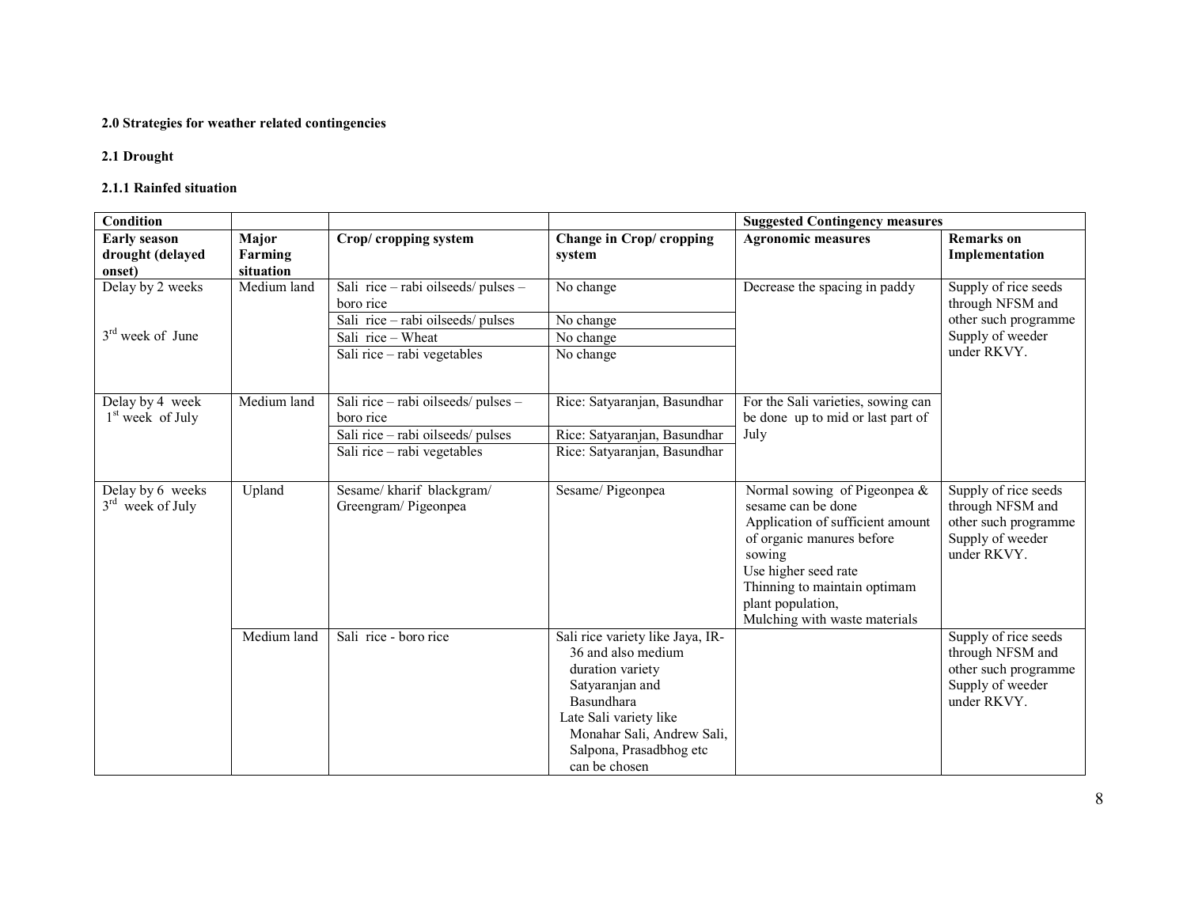**2.0 Strategies for weather related contingencies**

**2.1 Drought**

**2.1.1 Rainfed situation**

| Condition | | | | Suggested Contingency measures | |
|---|---|---|---|---|---|
| **Early season drought (delayed onset)** | **Major Farming situation** | **Crop/ cropping system** | **Change in Crop/ cropping system** | **Agronomic measures** | **Remarks on Implementation** |
| Delay by 2 weeks<br><br>3rd week of June | Medium land | Sali rice – rabi oilseeds/ pulses – boro rice | No change | Decrease the spacing in paddy | Supply of rice seeds through NFSM and other such programme Supply of weeder under RKVY. |
| | | Sali rice – rabi oilseeds/ pulses | No change | | |
| | | Sali rice – Wheat | No change | | |
| | | Sali rice – rabi vegetables | No change | | |
| Delay by 4 week 1st week of July | Medium land | Sali rice – rabi oilseeds/ pulses – boro rice | Rice: Satyaranjan, Basundhar | For the Sali varieties, sowing can be done up to mid or last part of July | |
| | | Sali rice – rabi oilseeds/ pulses | Rice: Satyaranjan, Basundhar | | |
| | | Sali rice – rabi vegetables | Rice: Satyaranjan, Basundhar | | |
| Delay by 6 weeks 3rd week of July | Upland | Sesame/ kharif blackgram/ Greengram/ Pigeonpea | Sesame/ Pigeonpea | Normal sowing of Pigeonpea & sesame can be done<br>Application of sufficient amount of organic manures before sowing<br>Use higher seed rate<br>Thinning to maintain optimam plant population,<br>Mulching with waste materials | Supply of rice seeds through NFSM and other such programme Supply of weeder under RKVY. |
| | Medium land | Sali rice - boro rice | Sali rice variety like Jaya, IR-36 and also medium duration variety Satyaranjan and Basundhara<br>Late Sali variety like Monahar Sali, Andrew Sali, Salpona, Prasadbhog etc can be chosen | | Supply of rice seeds through NFSM and other such programme Supply of weeder under RKVY. |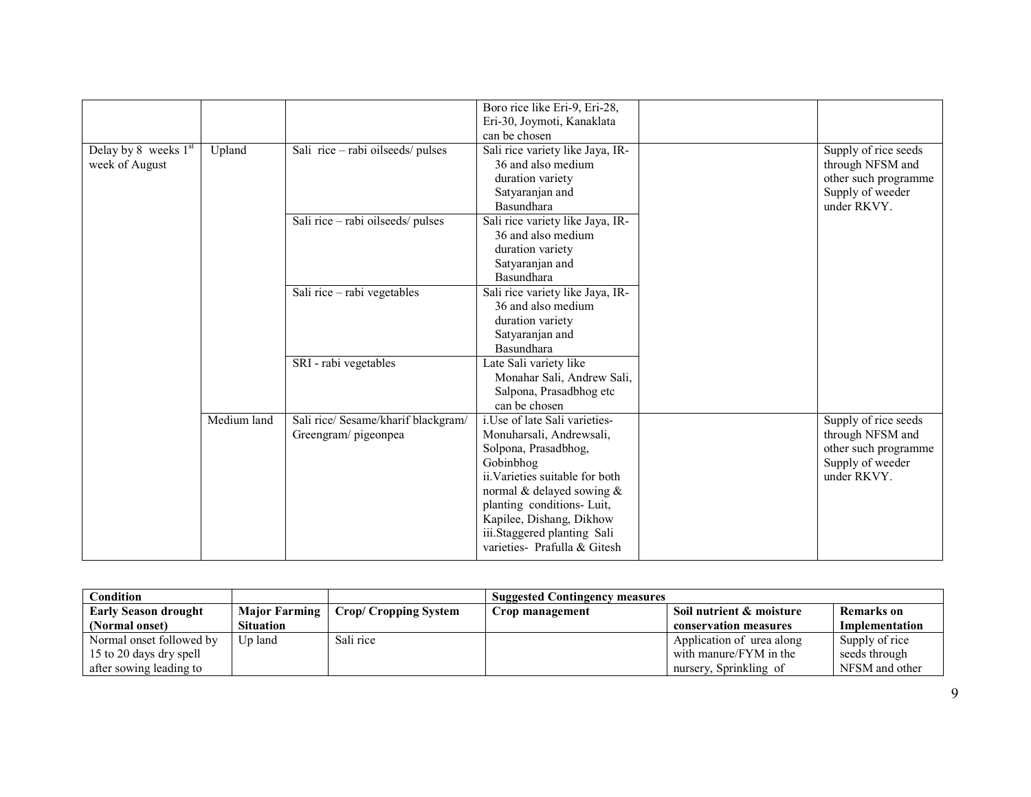| | | | | | |
|---|---|---|---|---|---|
| | | | Boro rice like Eri-9, Eri-28, Eri-30, Joymoti, Kanaklata can be chosen | | |
| Delay by 8 weeks 1st week of August | Upland | Sali rice – rabi oilseeds/ pulses | Sali rice variety like Jaya, IR-36 and also medium duration variety Satyaranjan and Basundhara | | Supply of rice seeds through NFSM and other such programme Supply of weeder under RKVY. |
| | | Sali rice – rabi oilseeds/ pulses | Sali rice variety like Jaya, IR-36 and also medium duration variety Satyaranjan and Basundhara | | |
| | | Sali rice – rabi vegetables | Sali rice variety like Jaya, IR-36 and also medium duration variety Satyaranjan and Basundhara | | |
| | | SRI - rabi vegetables | Late Sali variety like Monahar Sali, Andrew Sali, Salpona, Prasadbhog etc can be chosen | | |
| | Medium land | Sali rice/ Sesame/kharif blackgram/ Greengram/ pigeonpea | i.Use of late Sali varieties- Monuharsali, Andrewsali, Solpona, Prasadbhog, Gobinbhog<br>ii.Varieties suitable for both normal & delayed sowing & planting conditions- Luit, Kapilee, Dishang, Dikhow<br>iii.Staggered planting Sali varieties- Prafulla & Gitesh | | Supply of rice seeds through NFSM and other such programme Supply of weeder under RKVY. |

| Condition | | | Suggested Contingency measures | | |
|---|---|---|---|---|---|
| **Early Season drought (Normal onset)** | **Major Farming Situation** | **Crop/ Cropping System** | **Crop management** | **Soil nutrient & moisture conservation measures** | **Remarks on Implementation** |
| Normal onset followed by 15 to 20 days dry spell after sowing leading to | Up land | Sali rice | | Application of urea along with manure/FYM in the nursery, Sprinkling of | Supply of rice seeds through NFSM and other |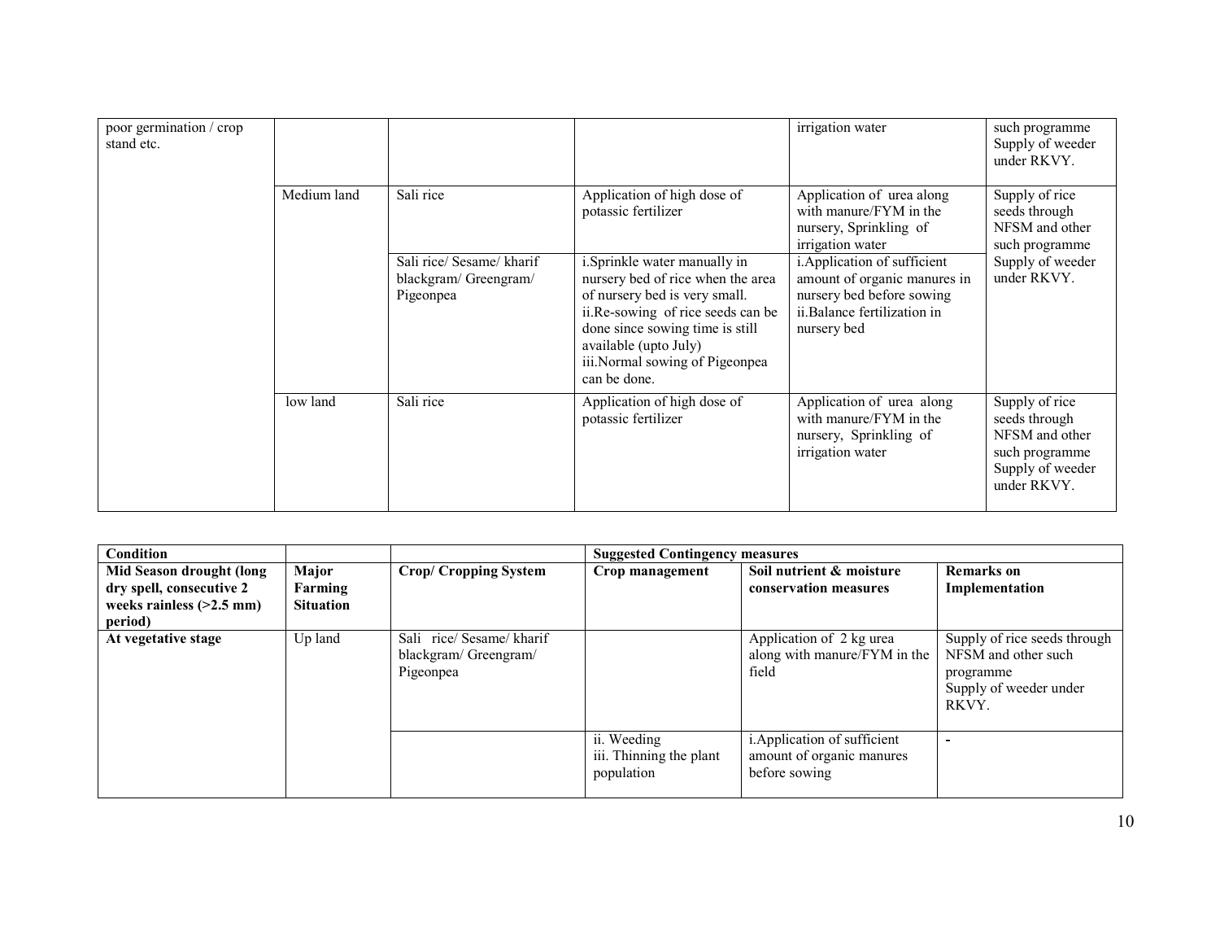| | | | | | |
|---|---|---|---|---|---|
| poor germination / crop stand etc. | | | | irrigation water | such programme Supply of weeder under RKVY. |
| | Medium land | Sali rice | Application of high dose of potassic fertilizer | Application of urea along with manure/FYM in the nursery, Sprinkling of irrigation water | Supply of rice seeds through NFSM and other such programme Supply of weeder under RKVY. |
| | | Sali rice/ Sesame/ kharif blackgram/ Greengram/ Pigeonpea | i.Sprinkle water manually in nursery bed of rice when the area of nursery bed is very small.<br>ii.Re-sowing of rice seeds can be done since sowing time is still available (upto July)<br>iii.Normal sowing of Pigeonpea can be done. | i.Application of sufficient amount of organic manures in nursery bed before sowing<br>ii.Balance fertilization in nursery bed | |
| | low land | Sali rice | Application of high dose of potassic fertilizer | Application of urea along with manure/FYM in the nursery, Sprinkling of irrigation water | Supply of rice seeds through NFSM and other such programme Supply of weeder under RKVY. |

| **Condition** | | | **Suggested Contingency measures** | | |
|---|---|---|---|---|---|
| **Mid Season drought (long dry spell, consecutive 2 weeks rainless (>2.5 mm) period)** | **Major Farming Situation** | **Crop/ Cropping System** | **Crop management** | **Soil nutrient & moisture conservation measures** | **Remarks on Implementation** |
| **At vegetative stage** | Up land | Sali rice/ Sesame/ kharif blackgram/ Greengram/ Pigeonpea | | Application of 2 kg urea along with manure/FYM in the field | Supply of rice seeds through NFSM and other such programme Supply of weeder under RKVY. |
| | | | ii. Weeding<br>iii. Thinning the plant population | i.Application of sufficient amount of organic manures before sowing | - |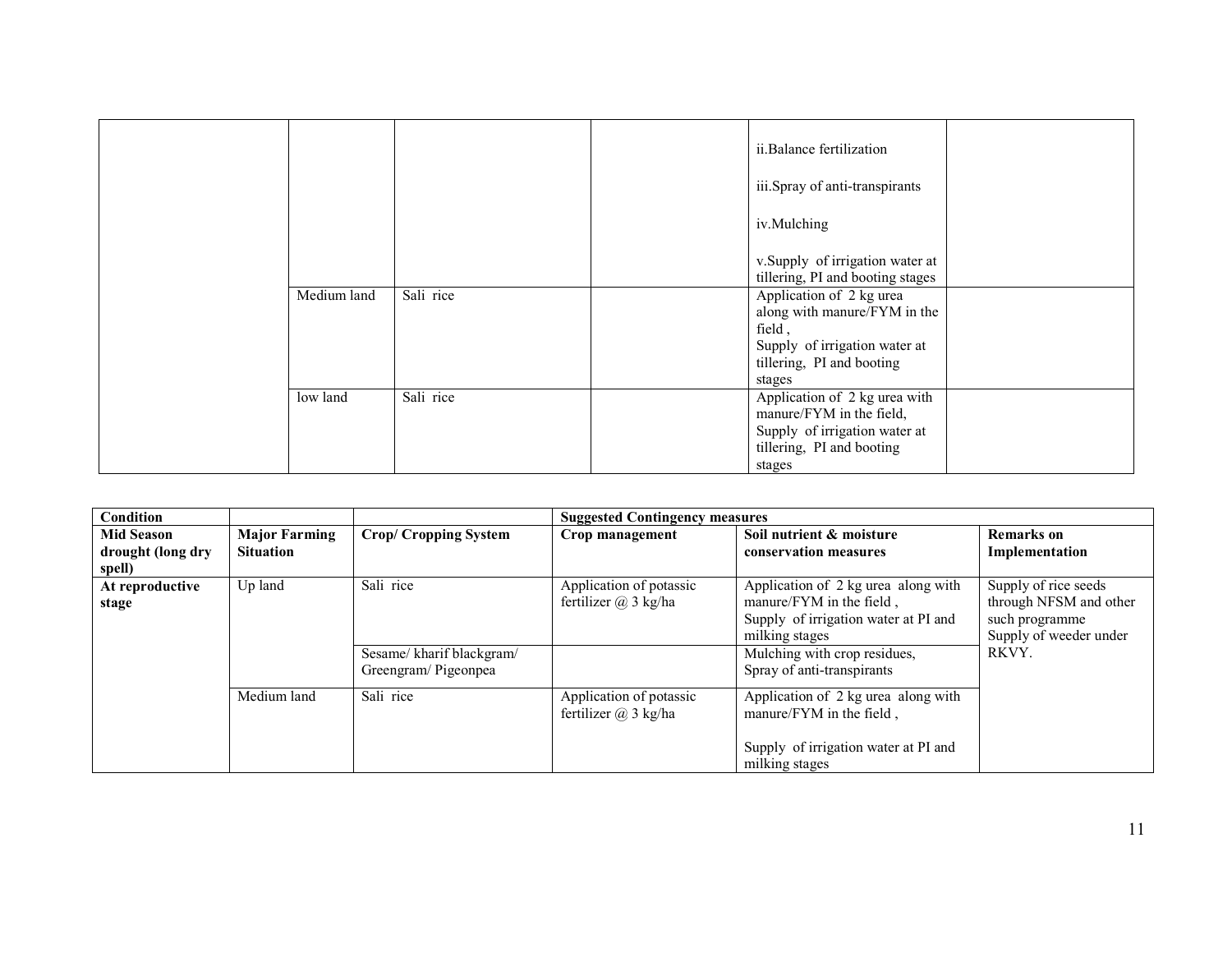| | | | | | |
|---|---|---|---|---|---|
| | | | | ii.Balance fertilization<br><br>iii.Spray of anti-transpirants<br><br>iv.Mulching<br><br>v.Supply of irrigation water at tillering, PI and booting stages | |
| | Medium land | Sali rice | | Application of 2 kg urea along with manure/FYM in the field ,<br>Supply of irrigation water at tillering, PI and booting stages | |
| | low land | Sali rice | | Application of 2 kg urea with manure/FYM in the field,<br>Supply of irrigation water at tillering, PI and booting stages | |

| **Condition** | | | **Suggested Contingency measures** | | |
|---|---|---|---|---|---|
| **Mid Season drought (long dry spell)** | **Major Farming Situation** | **Crop/ Cropping System** | **Crop management** | **Soil nutrient & moisture conservation measures** | **Remarks on Implementation** |
| **At reproductive stage** | Up land | Sali rice | Application of potassic fertilizer @ 3 kg/ha | Application of 2 kg urea along with manure/FYM in the field ,<br>Supply of irrigation water at PI and milking stages | Supply of rice seeds through NFSM and other such programme<br>Supply of weeder under RKVY. |
| | | Sesame/ kharif blackgram/ Greengram/ Pigeonpea | | Mulching with crop residues,<br>Spray of anti-transpirants | |
| | Medium land | Sali rice | Application of potassic fertilizer @ 3 kg/ha | Application of 2 kg urea along with manure/FYM in the field ,<br><br>Supply of irrigation water at PI and milking stages | |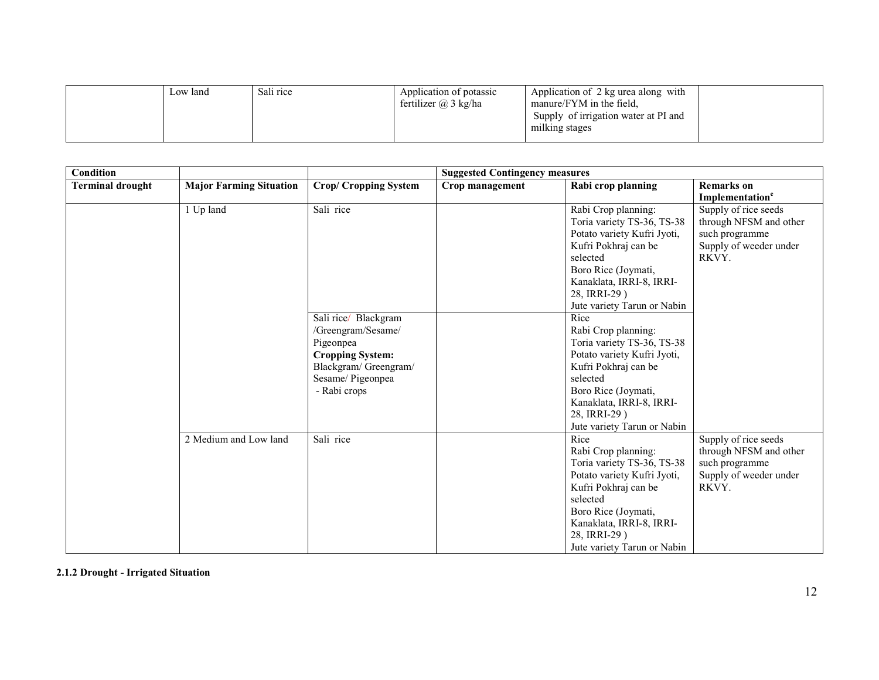| | Low land | Sali rice | Application of potassic fertilizer @ 3 kg/ha | Application of 2 kg urea along with manure/FYM in the field, Supply of irrigation water at PI and milking stages | |
|---|---|---|---|---|---|

| Condition | | | Suggested Contingency measures | | |
|---|---|---|---|---|---|
| Terminal drought | Major Farming Situation | Crop/ Cropping System | Crop management | Rabi crop planning | Remarks on Implementation[e] |
| | 1 Up land | Sali rice | | Rabi Crop planning: Toria variety TS-36, TS-38 Potato variety Kufri Jyoti, Kufri Pokhraj can be selected Boro Rice (Joymati, Kanaklata, IRRI-8, IRRI-28, IRRI-29 ) Jute variety Tarun or Nabin | Supply of rice seeds through NFSM and other such programme Supply of weeder under RKVY. |
| | | Sali rice/ Blackgram /Greengram/Sesame/ Pigeonpea **Cropping System:** Blackgram/ Greengram/ Sesame/ Pigeonpea - Rabi crops | | Rice Rabi Crop planning: Toria variety TS-36, TS-38 Potato variety Kufri Jyoti, Kufri Pokhraj can be selected Boro Rice (Joymati, Kanaklata, IRRI-8, IRRI-28, IRRI-29 ) Jute variety Tarun or Nabin | |
| | 2 Medium and Low land | Sali rice | | Rice Rabi Crop planning: Toria variety TS-36, TS-38 Potato variety Kufri Jyoti, Kufri Pokhraj can be selected Boro Rice (Joymati, Kanaklata, IRRI-8, IRRI-28, IRRI-29 ) Jute variety Tarun or Nabin | Supply of rice seeds through NFSM and other such programme Supply of weeder under RKVY. |

**2.1.2 Drought - Irrigated Situation**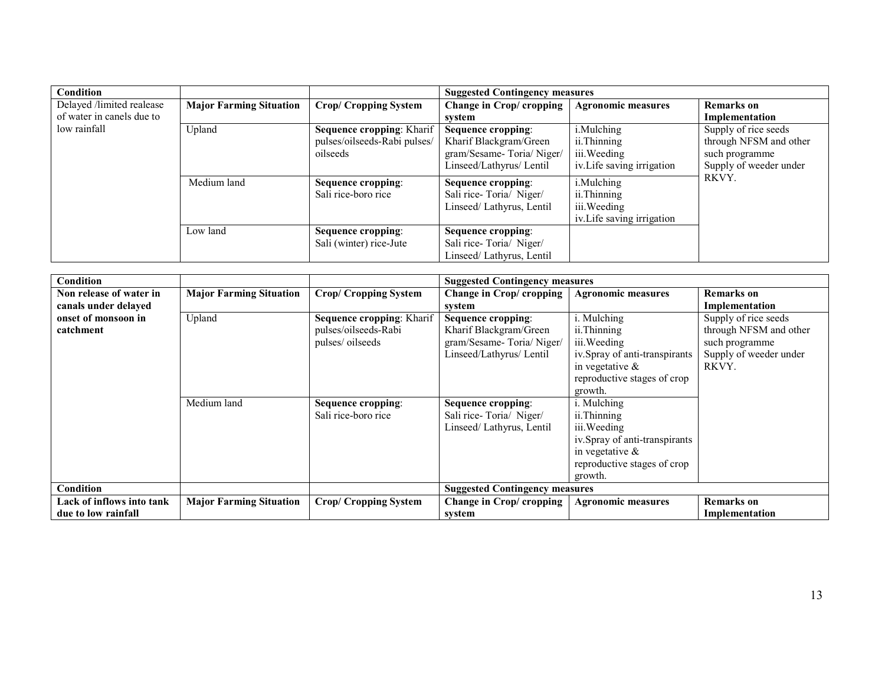| Condition | | | Suggested Contingency measures | | |
|---|---|---|---|---|---|
| Delayed /limited realease of water in canels due to low rainfall | **Major Farming Situation** | **Crop/ Cropping System** | **Change in Crop/ cropping system** | **Agronomic measures** | **Remarks on Implementation** |
| | Upland | **Sequence cropping**: Kharif pulses/oilseeds-Rabi pulses/ oilseeds | **Sequence cropping**: Kharif Blackgram/Green gram/Sesame- Toria/ Niger/ Linseed/Lathyrus/ Lentil | i.Mulching<br>ii.Thinning<br>iii.Weeding<br>iv.Life saving irrigation | Supply of rice seeds through NFSM and other such programme Supply of weeder under RKVY. |
| | Medium land | **Sequence cropping**: Sali rice-boro rice | **Sequence cropping**: Sali rice- Toria/ Niger/ Linseed/ Lathyrus, Lentil | i.Mulching<br>ii.Thinning<br>iii.Weeding<br>iv.Life saving irrigation | |
| | Low land | **Sequence cropping**: Sali (winter) rice-Jute | **Sequence cropping**: Sali rice- Toria/ Niger/ Linseed/ Lathyrus, Lentil | | |

| Condition | | | Suggested Contingency measures | | |
|---|---|---|---|---|---|
| **Non release of water in canals under delayed onset of monsoon in catchment** | **Major Farming Situation** | **Crop/ Cropping System** | **Change in Crop/ cropping system** | **Agronomic measures** | **Remarks on Implementation** |
| | Upland | **Sequence cropping**: Kharif pulses/oilseeds-Rabi pulses/ oilseeds | **Sequence cropping**: Kharif Blackgram/Green gram/Sesame- Toria/ Niger/ Linseed/Lathyrus/ Lentil | i. Mulching<br>ii.Thinning<br>iii.Weeding<br>iv.Spray of anti-transpirants in vegetative & reproductive stages of crop growth. | Supply of rice seeds through NFSM and other such programme Supply of weeder under RKVY. |
| | Medium land | **Sequence cropping**: Sali rice-boro rice | **Sequence cropping**: Sali rice- Toria/ Niger/ Linseed/ Lathyrus, Lentil | i. Mulching<br>ii.Thinning<br>iii.Weeding<br>iv.Spray of anti-transpirants in vegetative & reproductive stages of crop growth. | |

| Condition | | | Suggested Contingency measures | | |
|---|---|---|---|---|---|
| **Lack of inflows into tank due to low rainfall** | **Major Farming Situation** | **Crop/ Cropping System** | **Change in Crop/ cropping system** | **Agronomic measures** | **Remarks on Implementation** |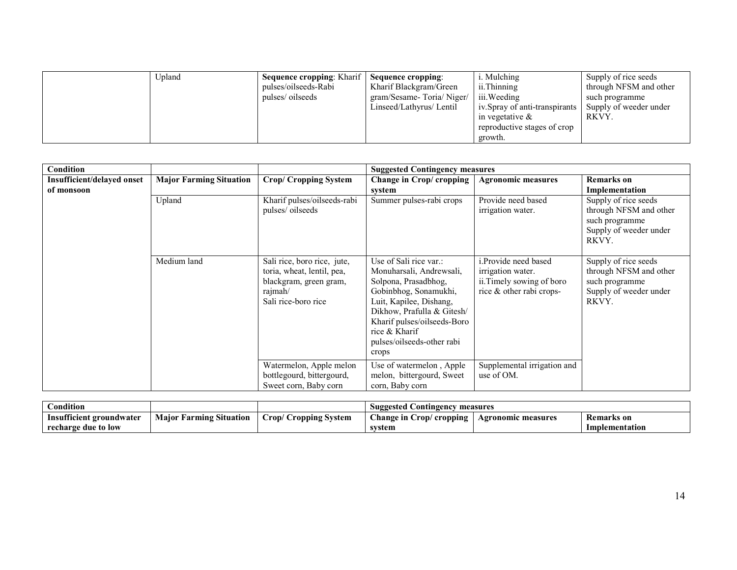| | Upland | **Sequence cropping**: Kharif pulses/oilseeds-Rabi pulses/ oilseeds | **Sequence cropping**: Kharif Blackgram/Green gram/Sesame- Toria/ Niger/ Linseed/Lathyrus/ Lentil | i. Mulching<br>ii.Thinning<br>iii.Weeding<br>iv.Spray of anti-transpirants in vegetative & reproductive stages of crop growth. | Supply of rice seeds through NFSM and other such programme Supply of weeder under RKVY. |
|---|---|---|---|---|---|

| **Condition** | | | **Suggested Contingency measures** | | |
|---|---|---|---|---|---|
| **Insufficient/delayed onset of monsoon** | **Major Farming Situation** | **Crop/ Cropping System** | **Change in Crop/ cropping system** | **Agronomic measures** | **Remarks on Implementation** |
| | Upland | Kharif pulses/oilseeds-rabi pulses/ oilseeds | Summer pulses-rabi crops | Provide need based irrigation water. | Supply of rice seeds through NFSM and other such programme Supply of weeder under RKVY. |
| | Medium land | Sali rice, boro rice, jute, toria, wheat, lentil, pea, blackgram, green gram, rajmah/<br>Sali rice-boro rice | Use of Sali rice var.: Monuharsali, Andrewsali, Solpona, Prasadbhog, Gobinbhog, Sonamukhi, Luit, Kapilee, Dishang, Dikhow, Prafulla & Gitesh/ Kharif pulses/oilseeds-Boro rice & Kharif pulses/oilseeds-other rabi crops | i.Provide need based irrigation water.<br>ii.Timely sowing of boro rice & other rabi crops- | Supply of rice seeds through NFSM and other such programme Supply of weeder under RKVY. |
| | | Watermelon, Apple melon bottlegourd, bittergourd, Sweet corn, Baby corn | Use of watermelon , Apple melon, bittergourd, Sweet corn, Baby corn | Supplemental irrigation and use of OM. | |

| **Condition** | | | **Suggested Contingency measures** | | |
|---|---|---|---|---|---|
| **Insufficient groundwater recharge due to low** | **Major Farming Situation** | **Crop/ Cropping System** | **Change in Crop/ cropping system** | **Agronomic measures** | **Remarks on Implementation** |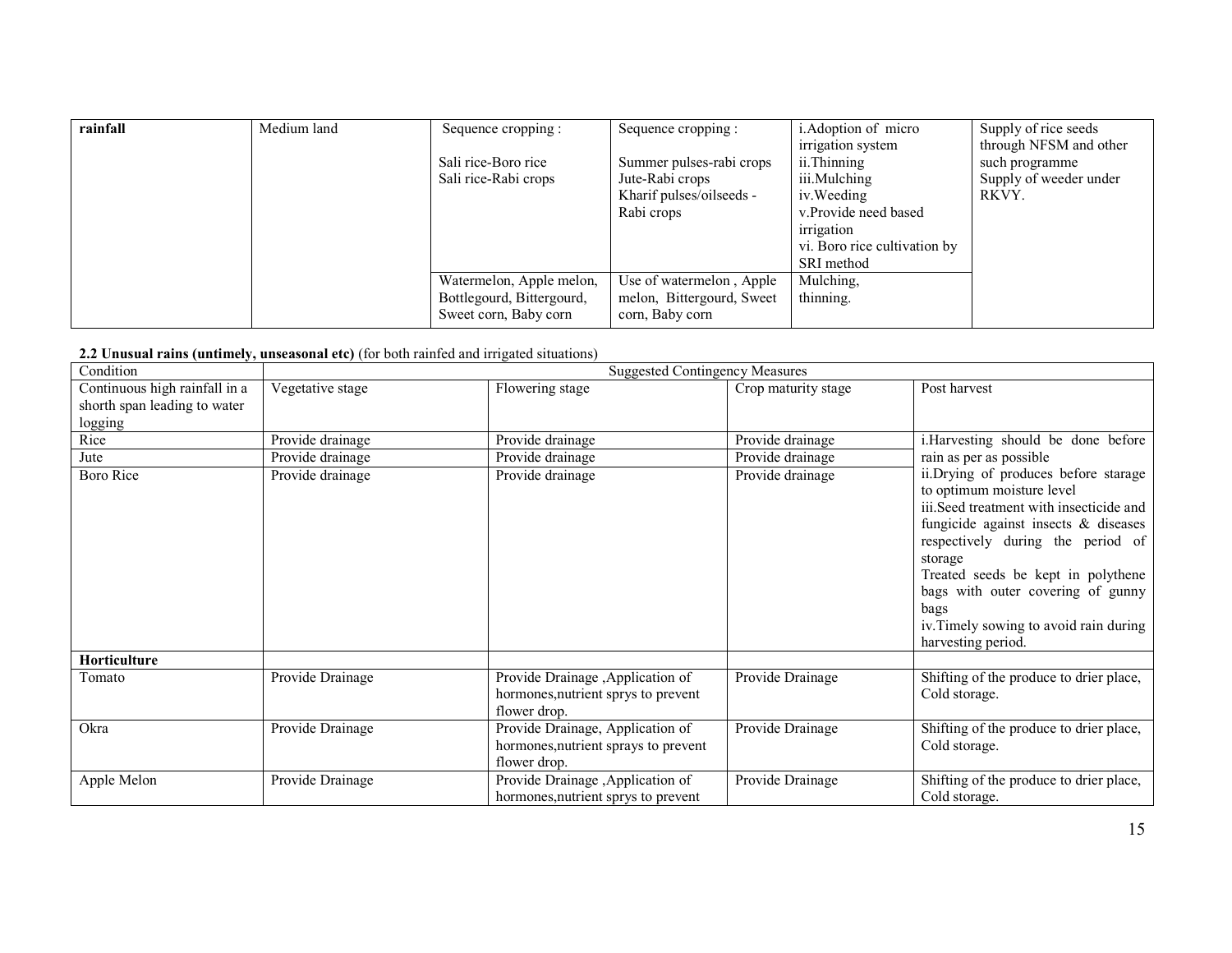| rainfall | Medium land | Sequence cropping :<br><br>Sali rice-Boro rice<br>Sali rice-Rabi crops | Sequence cropping :<br><br>Summer pulses-rabi crops<br>Jute-Rabi crops<br>Kharif pulses/oilseeds - Rabi crops | i.Adoption of micro irrigation system<br>ii.Thinning<br>iii.Mulching<br>iv.Weeding<br>v.Provide need based irrigation<br>vi. Boro rice cultivation by SRI method | Supply of rice seeds through NFSM and other such programme<br>Supply of weeder under RKVY. |
|---|---|---|---|---|---|
| | | Watermelon, Apple melon, Bottlegourd, Bittergourd, Sweet corn, Baby corn | Use of watermelon , Apple melon, Bittergourd, Sweet corn, Baby corn | Mulching,<br>thinning. | |

**2.2 Unusual rains (untimely, unseasonal etc)** (for both rainfed and irrigated situations)

| Condition | Suggested Contingency Measures | | | |
|---|---|---|---|---|
| Continuous high rainfall in a shorth span leading to water logging | Vegetative stage | Flowering stage | Crop maturity stage | Post harvest |
| Rice | Provide drainage | Provide drainage | Provide drainage | i.Harvesting should be done before rain as per as possible<br>ii.Drying of produces before starage to optimum moisture level<br>iii.Seed treatment with insecticide and fungicide against insects & diseases respectively during the period of storage<br>Treated seeds be kept in polythene bags with outer covering of gunny bags<br>iv.Timely sowing to avoid rain during harvesting period. |
| Jute | Provide drainage | Provide drainage | Provide drainage | |
| Boro Rice | Provide drainage | Provide drainage | Provide drainage | |
| **Horticulture** | | | | |
| Tomato | Provide Drainage | Provide Drainage ,Application of hormones,nutrient sprys to prevent flower drop. | Provide Drainage | Shifting of the produce to drier place, Cold storage. |
| Okra | Provide Drainage | Provide Drainage, Application of hormones,nutrient sprays to prevent flower drop. | Provide Drainage | Shifting of the produce to drier place, Cold storage. |
| Apple Melon | Provide Drainage | Provide Drainage ,Application of hormones,nutrient sprys to prevent | Provide Drainage | Shifting of the produce to drier place, Cold storage. |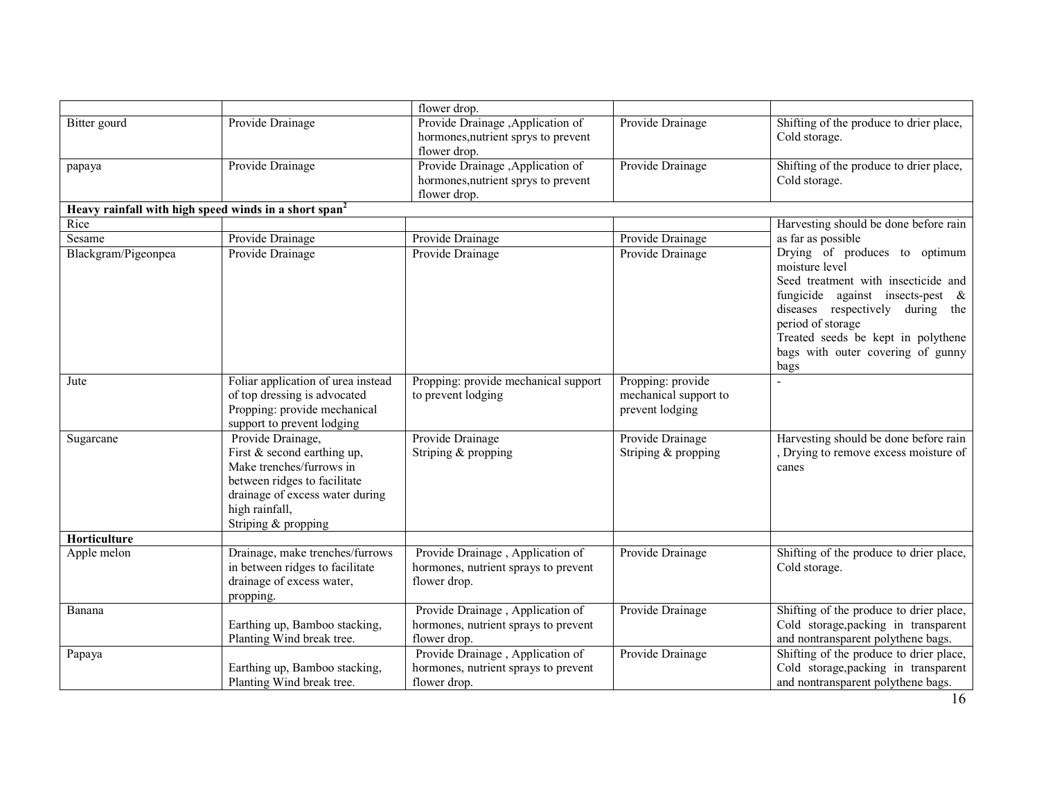| | | | | |
|---|---|---|---|---|
| | | flower drop. | | |
| Bitter gourd | Provide Drainage | Provide Drainage ,Application of hormones,nutrient sprys to prevent flower drop. | Provide Drainage | Shifting of the produce to drier place, Cold storage. |
| papaya | Provide Drainage | Provide Drainage ,Application of hormones,nutrient sprys to prevent flower drop. | Provide Drainage | Shifting of the produce to drier place, Cold storage. |
| **Heavy rainfall with high speed winds in a short span[2]** | | | | |
| Rice | | | | Harvesting should be done before rain as far as possible<br>Drying of produces to optimum moisture level<br>Seed treatment with insecticide and fungicide against insects-pest & diseases respectively during the period of storage<br>Treated seeds be kept in polythene bags with outer covering of gunny bags |
| Sesame | Provide Drainage | Provide Drainage | Provide Drainage | |
| Blackgram/Pigeonpea | Provide Drainage | Provide Drainage | Provide Drainage | |
| Jute | Foliar application of urea instead of top dressing is advocated<br>Propping: provide mechanical support to prevent lodging | Propping: provide mechanical support to prevent lodging | Propping: provide mechanical support to prevent lodging | - |
| Sugarcane | Provide Drainage,<br>First & second earthing up,<br>Make trenches/furrows in between ridges to facilitate drainage of excess water during high rainfall,<br>Striping & propping | Provide Drainage<br>Striping & propping | Provide Drainage<br>Striping & propping | Harvesting should be done before rain , Drying to remove excess moisture of canes |
| **Horticulture** | | | | |
| Apple melon | Drainage, make trenches/furrows in between ridges to facilitate drainage of excess water, propping. | Provide Drainage , Application of hormones, nutrient sprays to prevent flower drop. | Provide Drainage | Shifting of the produce to drier place, Cold storage. |
| Banana | Earthing up, Bamboo stacking, Planting Wind break tree. | Provide Drainage , Application of hormones, nutrient sprays to prevent flower drop. | Provide Drainage | Shifting of the produce to drier place, Cold storage,packing in transparent and nontransparent polythene bags. |
| Papaya | Earthing up, Bamboo stacking, Planting Wind break tree. | Provide Drainage , Application of hormones, nutrient sprays to prevent flower drop. | Provide Drainage | Shifting of the produce to drier place, Cold storage,packing in transparent and nontransparent polythene bags. |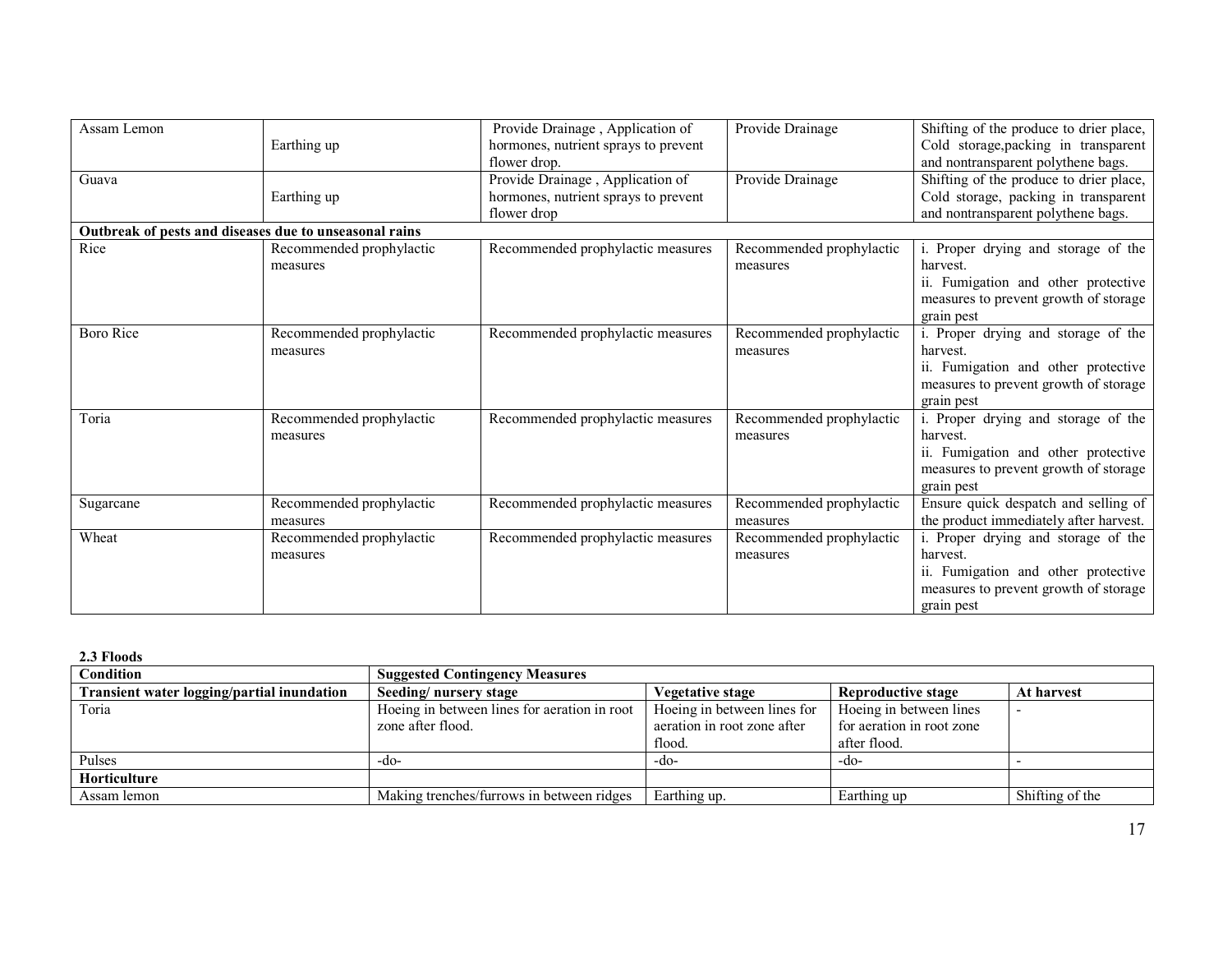| | | | | |
|---|---|---|---|---|
| Assam Lemon | Earthing up | Provide Drainage , Application of hormones, nutrient sprays to prevent flower drop. | Provide Drainage | Shifting of the produce to drier place, Cold storage,packing in transparent and nontransparent polythene bags. |
| Guava | Earthing up | Provide Drainage , Application of hormones, nutrient sprays to prevent flower drop | Provide Drainage | Shifting of the produce to drier place, Cold storage, packing in transparent and nontransparent polythene bags. |
| **Outbreak of pests and diseases due to unseasonal rains** | | | | |
| Rice | Recommended prophylactic measures | Recommended prophylactic measures | Recommended prophylactic measures | i. Proper drying and storage of the harvest. ii. Fumigation and other protective measures to prevent growth of storage grain pest |
| Boro Rice | Recommended prophylactic measures | Recommended prophylactic measures | Recommended prophylactic measures | i. Proper drying and storage of the harvest. ii. Fumigation and other protective measures to prevent growth of storage grain pest |
| Toria | Recommended prophylactic measures | Recommended prophylactic measures | Recommended prophylactic measures | i. Proper drying and storage of the harvest. ii. Fumigation and other protective measures to prevent growth of storage grain pest |
| Sugarcane | Recommended prophylactic measures | Recommended prophylactic measures | Recommended prophylactic measures | Ensure quick despatch and selling of the product immediately after harvest. |
| Wheat | Recommended prophylactic measures | Recommended prophylactic measures | Recommended prophylactic measures | i. Proper drying and storage of the harvest. ii. Fumigation and other protective measures to prevent growth of storage grain pest |

**2.3 Floods**

| Condition | Suggested Contingency Measures | | | |
|---|---|---|---|---|
| **Transient water logging/partial inundation** | **Seeding/ nursery stage** | **Vegetative stage** | **Reproductive stage** | **At harvest** |
| Toria | Hoeing in between lines for aeration in root zone after flood. | Hoeing in between lines for aeration in root zone after flood. | Hoeing in between lines for aeration in root zone after flood. | - |
| Pulses | -do- | -do- | -do- | - |
| **Horticulture** | | | | |
| Assam lemon | Making trenches/furrows in between ridges | Earthing up. | Earthing up | Shifting of the |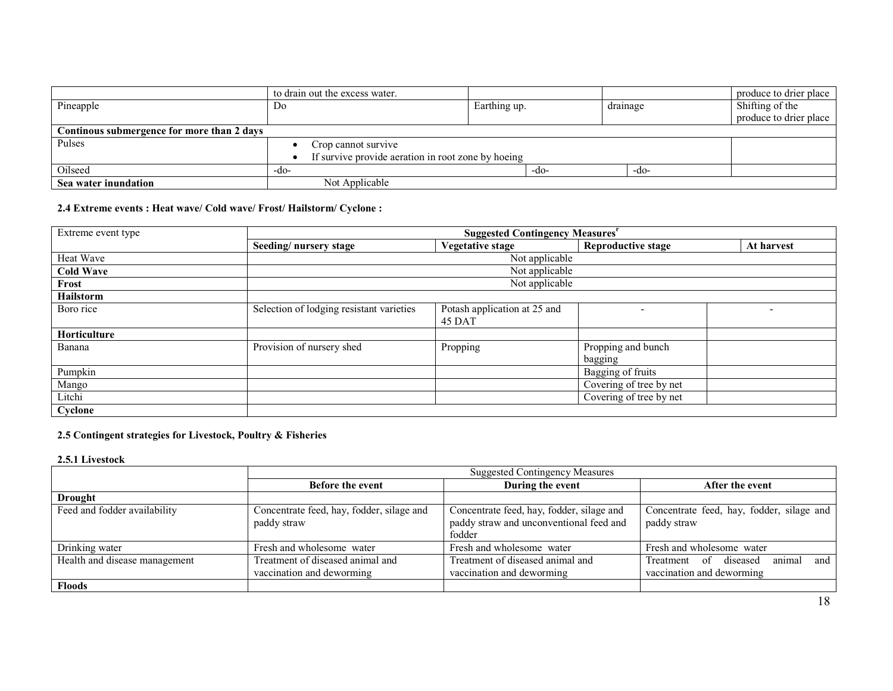| | to drain out the excess water. | | | produce to drier place |
|---|---|---|---|---|
| Pineapple | Do | Earthing up. | drainage | Shifting of the produce to drier place |
| **Continous submergence for more than 2 days** | | | | |
| Pulses | • Crop cannot survive<br>• If survive provide aeration in root zone by hoeing | | | |
| Oilseed | -do- | -do- | -do- | |
| **Sea water inundation** | Not Applicable | | | |

### 2.4 Extreme events : Heat wave/ Cold wave/ Frost/ Hailstorm/ Cyclone :

| Extreme event type | Suggested Contingency Measures[r] | | | |
|---|---|---|---|---|
| | **Seeding/ nursery stage** | **Vegetative stage** | **Reproductive stage** | **At harvest** |
| Heat Wave | Not applicable | | | |
| **Cold Wave** | Not applicable | | | |
| **Frost** | Not applicable | | | |
| **Hailstorm** | | | | |
| Boro rice | Selection of lodging resistant varieties | Potash application at 25 and 45 DAT | - | - |
| **Horticulture** | | | | |
| Banana | Provision of nursery shed | Propping | Propping and bunch bagging | |
| Pumpkin | | | Bagging of fruits | |
| Mango | | | Covering of tree by net | |
| Litchi | | | Covering of tree by net | |
| **Cyclone** | | | | |

### 2.5 Contingent strategies for Livestock, Poultry & Fisheries

#### 2.5.1 Livestock

| | Suggested Contingency Measures | | |
|---|---|---|---|
| | **Before the event** | **During the event** | **After the event** |
| **Drought** | | | |
| Feed and fodder availability | Concentrate feed, hay, fodder, silage and paddy straw | Concentrate feed, hay, fodder, silage and paddy straw and unconventional feed and fodder | Concentrate feed, hay, fodder, silage and paddy straw |
| Drinking water | Fresh and wholesome water | Fresh and wholesome water | Fresh and wholesome water |
| Health and disease management | Treatment of diseased animal and vaccination and deworming | Treatment of diseased animal and vaccination and deworming | Treatment of diseased animal and vaccination and deworming |
| **Floods** | | | |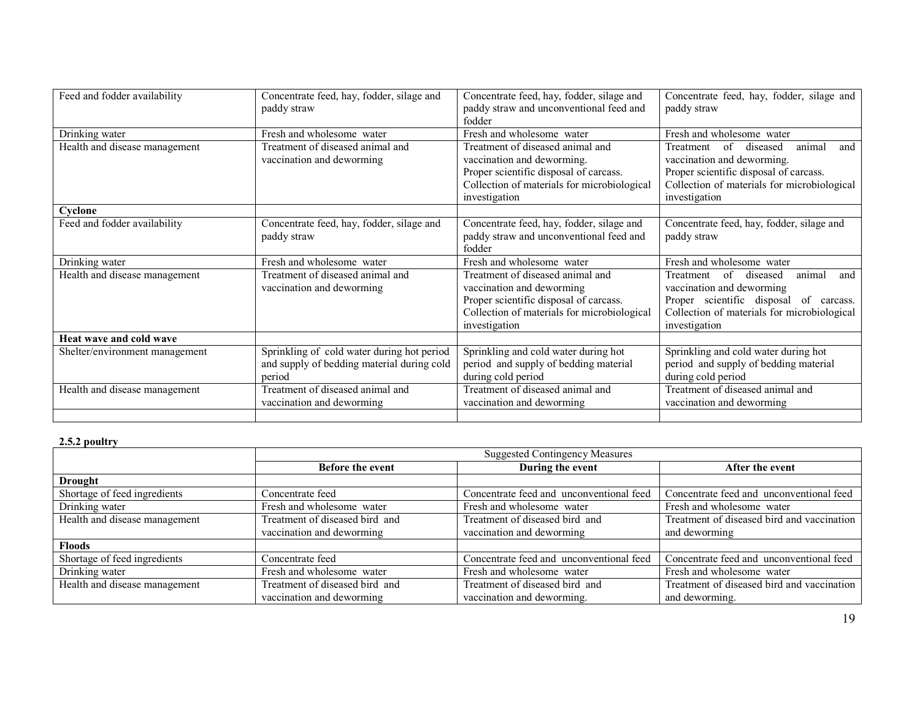| | | | |
|---|---|---|---|
| Feed and fodder availability | Concentrate feed, hay, fodder, silage and paddy straw | Concentrate feed, hay, fodder, silage and paddy straw and unconventional feed and fodder | Concentrate feed, hay, fodder, silage and paddy straw |
| Drinking water | Fresh and wholesome water | Fresh and wholesome water | Fresh and wholesome water |
| Health and disease management | Treatment of diseased animal and vaccination and deworming | Treatment of diseased animal and vaccination and deworming. Proper scientific disposal of carcass. Collection of materials for microbiological investigation | Treatment of diseased animal and vaccination and deworming. Proper scientific disposal of carcass. Collection of materials for microbiological investigation |
| **Cyclone** | | | |
| Feed and fodder availability | Concentrate feed, hay, fodder, silage and paddy straw | Concentrate feed, hay, fodder, silage and paddy straw and unconventional feed and fodder | Concentrate feed, hay, fodder, silage and paddy straw |
| Drinking water | Fresh and wholesome water | Fresh and wholesome water | Fresh and wholesome water |
| Health and disease management | Treatment of diseased animal and vaccination and deworming | Treatment of diseased animal and vaccination and deworming Proper scientific disposal of carcass. Collection of materials for microbiological investigation | Treatment of diseased animal and vaccination and deworming Proper scientific disposal of carcass. Collection of materials for microbiological investigation |
| **Heat wave and cold wave** | | | |
| Shelter/environment management | Sprinkling of cold water during hot period and supply of bedding material during cold period | Sprinkling and cold water during hot period and supply of bedding material during cold period | Sprinkling and cold water during hot period and supply of bedding material during cold period |
| Health and disease management | Treatment of diseased animal and vaccination and deworming | Treatment of diseased animal and vaccination and deworming | Treatment of diseased animal and vaccination and deworming |
| | | | |

**2.5.2 poultry**

| | Suggested Contingency Measures | | |
|---|---|---|---|
| | **Before the event** | **During the event** | **After the event** |
| **Drought** | | | |
| Shortage of feed ingredients | Concentrate feed | Concentrate feed and unconventional feed | Concentrate feed and unconventional feed |
| Drinking water | Fresh and wholesome water | Fresh and wholesome water | Fresh and wholesome water |
| Health and disease management | Treatment of diseased bird and vaccination and deworming | Treatment of diseased bird and vaccination and deworming | Treatment of diseased bird and vaccination and deworming |
| **Floods** | | | |
| Shortage of feed ingredients | Concentrate feed | Concentrate feed and unconventional feed | Concentrate feed and unconventional feed |
| Drinking water | Fresh and wholesome water | Fresh and wholesome water | Fresh and wholesome water |
| Health and disease management | Treatment of diseased bird and vaccination and deworming | Treatment of diseased bird and vaccination and deworming. | Treatment of diseased bird and vaccination and deworming. |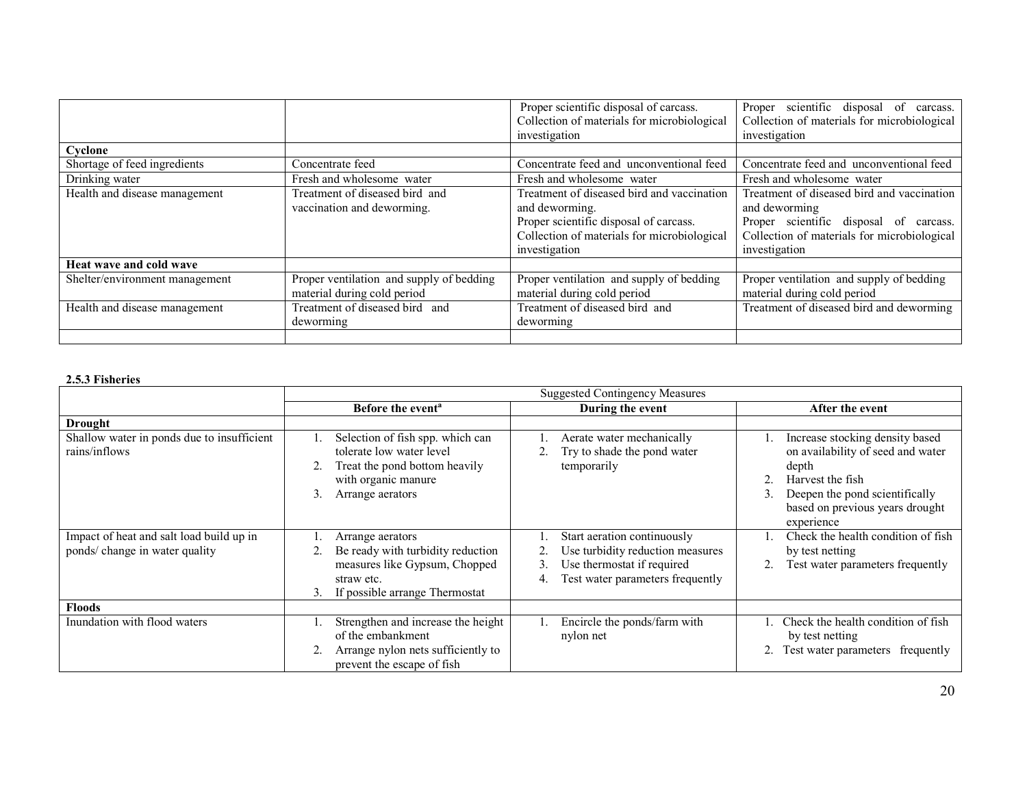| | | | |
|---|---|---|---|
| | | Proper scientific disposal of carcass. Collection of materials for microbiological investigation | Proper scientific disposal of carcass. Collection of materials for microbiological investigation |
| **Cyclone** | | | |
| Shortage of feed ingredients | Concentrate feed | Concentrate feed and unconventional feed | Concentrate feed and unconventional feed |
| Drinking water | Fresh and wholesome water | Fresh and wholesome water | Fresh and wholesome water |
| Health and disease management | Treatment of diseased bird and vaccination and deworming. | Treatment of diseased bird and vaccination and deworming. Proper scientific disposal of carcass. Collection of materials for microbiological investigation | Treatment of diseased bird and vaccination and deworming Proper scientific disposal of carcass. Collection of materials for microbiological investigation |
| **Heat wave and cold wave** | | | |
| Shelter/environment management | Proper ventilation and supply of bedding material during cold period | Proper ventilation and supply of bedding material during cold period | Proper ventilation and supply of bedding material during cold period |
| Health and disease management | Treatment of diseased bird and deworming | Treatment of diseased bird and deworming | Treatment of diseased bird and deworming |
| | | | |

**2.5.3 Fisheries**

| | Suggested Contingency Measures | | |
|---|---|---|---|
| | **Before the event[a]** | **During the event** | **After the event** |
| **Drought** | | | |
| Shallow water in ponds due to insufficient rains/inflows | 1. Selection of fish spp. which can tolerate low water level<br>2. Treat the pond bottom heavily with organic manure<br>3. Arrange aerators | 1. Aerate water mechanically<br>2. Try to shade the pond water temporarily | 1. Increase stocking density based on availability of seed and water depth<br>2. Harvest the fish<br>3. Deepen the pond scientifically based on previous years drought experience |
| Impact of heat and salt load build up in ponds/ change in water quality | 1. Arrange aerators<br>2. Be ready with turbidity reduction measures like Gypsum, Chopped straw etc.<br>3. If possible arrange Thermostat | 1. Start aeration continuously<br>2. Use turbidity reduction measures<br>3. Use thermostat if required<br>4. Test water parameters frequently | 1. Check the health condition of fish by test netting<br>2. Test water parameters frequently |
| **Floods** | | | |
| Inundation with flood waters | 1. Strengthen and increase the height of the embankment<br>2. Arrange nylon nets sufficiently to prevent the escape of fish | 1. Encircle the ponds/farm with nylon net | 1. Check the health condition of fish by test netting<br>2. Test water parameters frequently |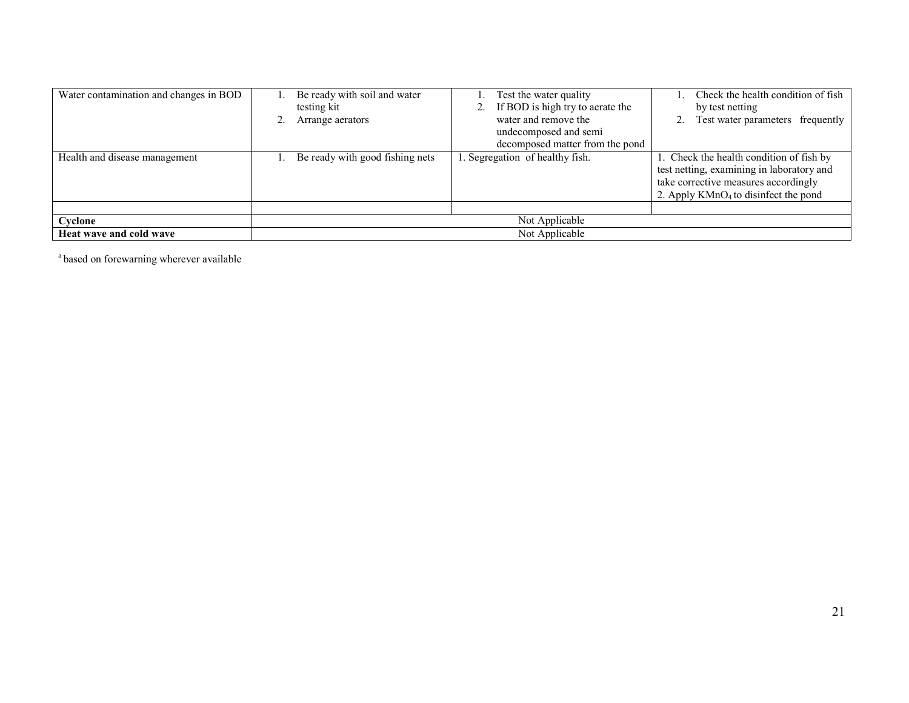| | | | |
|---|---|---|---|
| Water contamination and changes in BOD | 1. Be ready with soil and water testing kit<br>2. Arrange aerators | 1. Test the water quality<br>2. If BOD is high try to aerate the water and remove the undecomposed and semi decomposed matter from the pond | 1. Check the health condition of fish by test netting<br>2. Test water parameters frequently |
| Health and disease management | 1. Be ready with good fishing nets | 1. Segregation of healthy fish. | 1. Check the health condition of fish by test netting, examining in laboratory and take corrective measures accordingly<br>2. Apply $KMnO_4$ to disinfect the pond |
| | | | |
| **Cyclone** | Not Applicable | | |
| **Heat wave and cold wave** | Not Applicable | | |

[a] based on forewarning wherever available